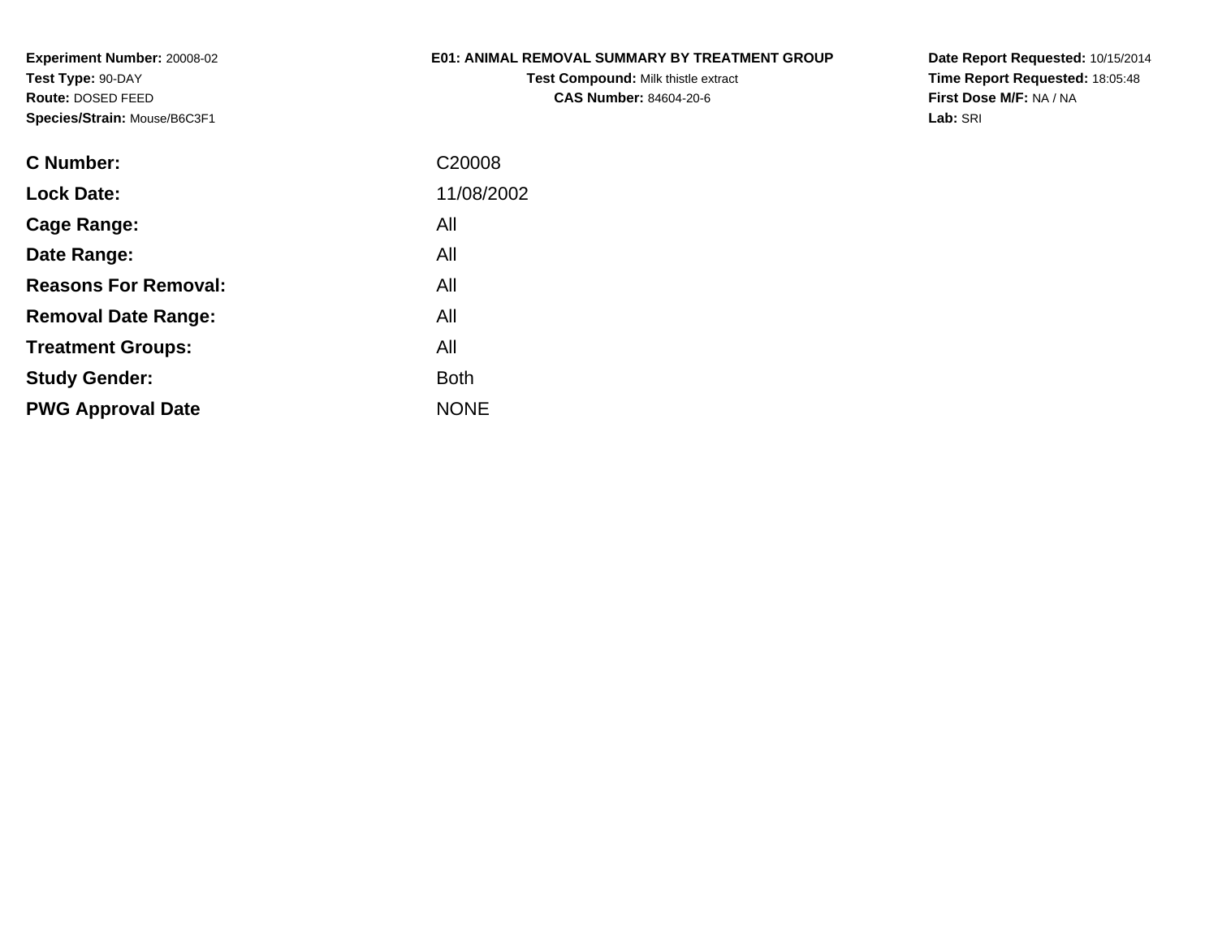**Experiment Number:** 20008-02
**Test Type:** 90-DAY
**Route:** DOSED FEED
**Species/Strain:** Mouse/B6C3F1

**E01: ANIMAL REMOVAL SUMMARY BY TREATMENT GROUP**
**Test Compound:** Milk thistle extract
**CAS Number:** 84604-20-6

**Date Report Requested:** 10/15/2014
**Time Report Requested:** 18:05:48
**First Dose M/F:** NA / NA
**Lab:** SRI

| | |
|---|---|
| **C Number:** | C20008 |
| **Lock Date:** | 11/08/2002 |
| **Cage Range:** | All |
| **Date Range:** | All |
| **Reasons For Removal:** | All |
| **Removal Date Range:** | All |
| **Treatment Groups:** | All |
| **Study Gender:** | Both |
| **PWG Approval Date** | NONE |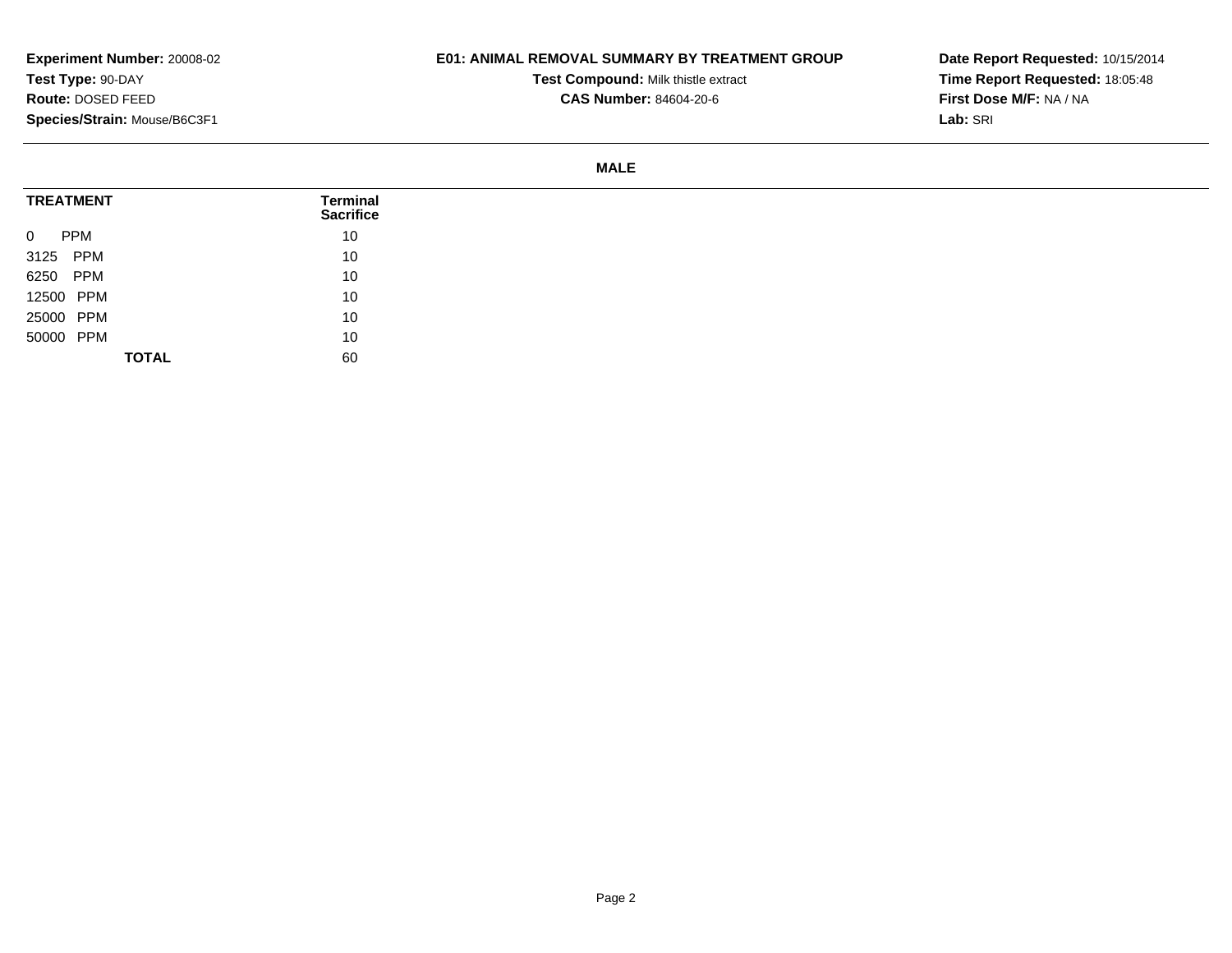**Experiment Number:** 20008-02
**Test Type:** 90-DAY
**Route:** DOSED FEED
**Species/Strain:** Mouse/B6C3F1

**E01: ANIMAL REMOVAL SUMMARY BY TREATMENT GROUP**
**Test Compound:** Milk thistle extract
**CAS Number:** 84604-20-6

**Date Report Requested:** 10/15/2014
**Time Report Requested:** 18:05:48
**First Dose M/F:** NA / NA
**Lab:** SRI

**MALE**

| TREATMENT | Terminal Sacrifice |
|---|---|
| 0 PPM | 10 |
| 3125 PPM | 10 |
| 6250 PPM | 10 |
| 12500 PPM | 10 |
| 25000 PPM | 10 |
| 50000 PPM | 10 |
| **TOTAL** | 60 |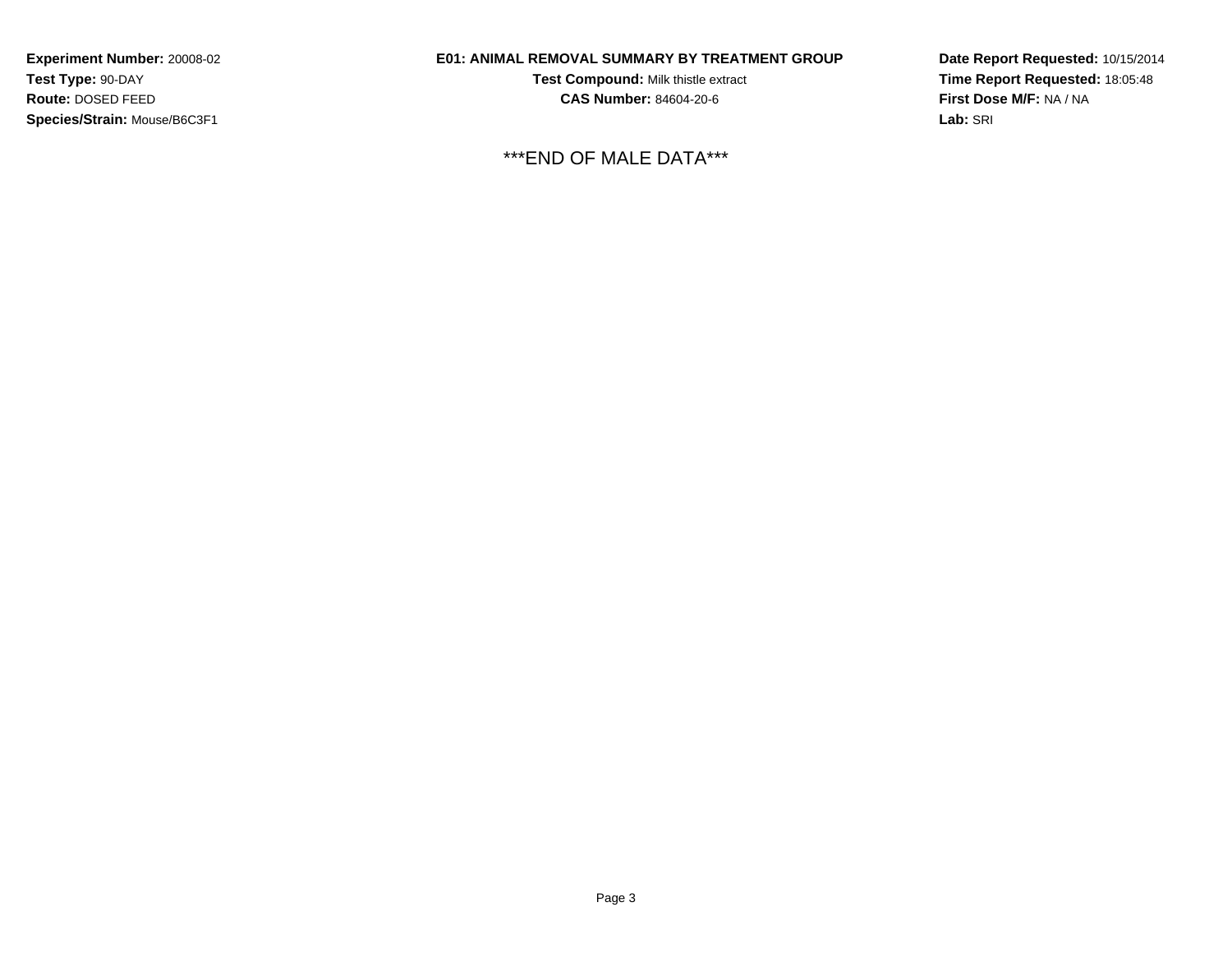**Experiment Number:** 20008-02
**Test Type:** 90-DAY
**Route:** DOSED FEED
**Species/Strain:** Mouse/B6C3F1

**E01: ANIMAL REMOVAL SUMMARY BY TREATMENT GROUP**
**Test Compound:** Milk thistle extract
**CAS Number:** 84604-20-6

**Date Report Requested:** 10/15/2014
**Time Report Requested:** 18:05:48
**First Dose M/F:** NA / NA
**Lab:** SRI

***END OF MALE DATA***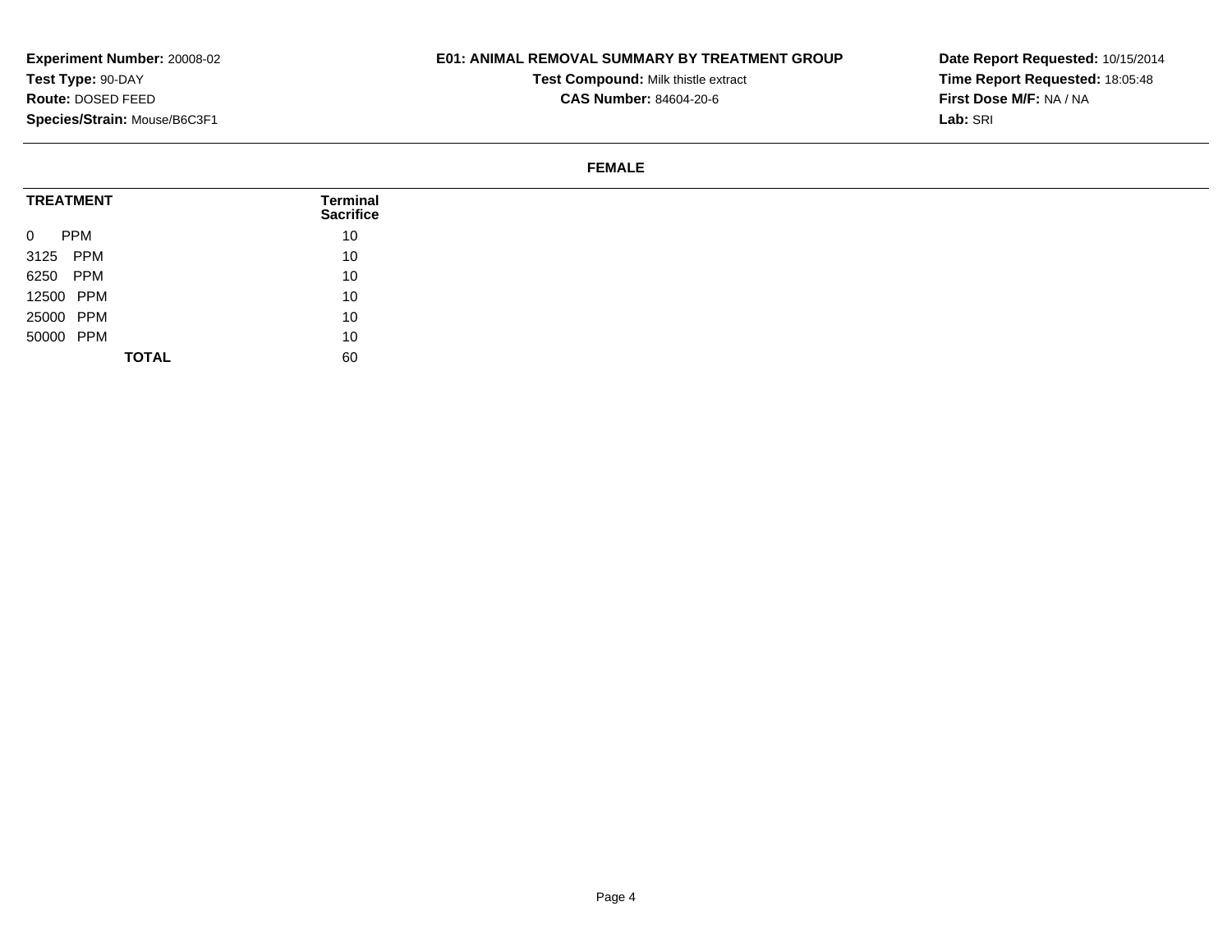**Experiment Number:** 20008-02
**Test Type:** 90-DAY
**Route:** DOSED FEED
**Species/Strain:** Mouse/B6C3F1

**E01: ANIMAL REMOVAL SUMMARY BY TREATMENT GROUP**
**Test Compound:** Milk thistle extract
**CAS Number:** 84604-20-6

**Date Report Requested:** 10/15/2014
**Time Report Requested:** 18:05:48
**First Dose M/F:** NA / NA
**Lab:** SRI

**FEMALE**

| TREATMENT | Terminal Sacrifice |
|---|---|
| 0 PPM | 10 |
| 3125 PPM | 10 |
| 6250 PPM | 10 |
| 12500 PPM | 10 |
| 25000 PPM | 10 |
| 50000 PPM | 10 |
| **TOTAL** | 60 |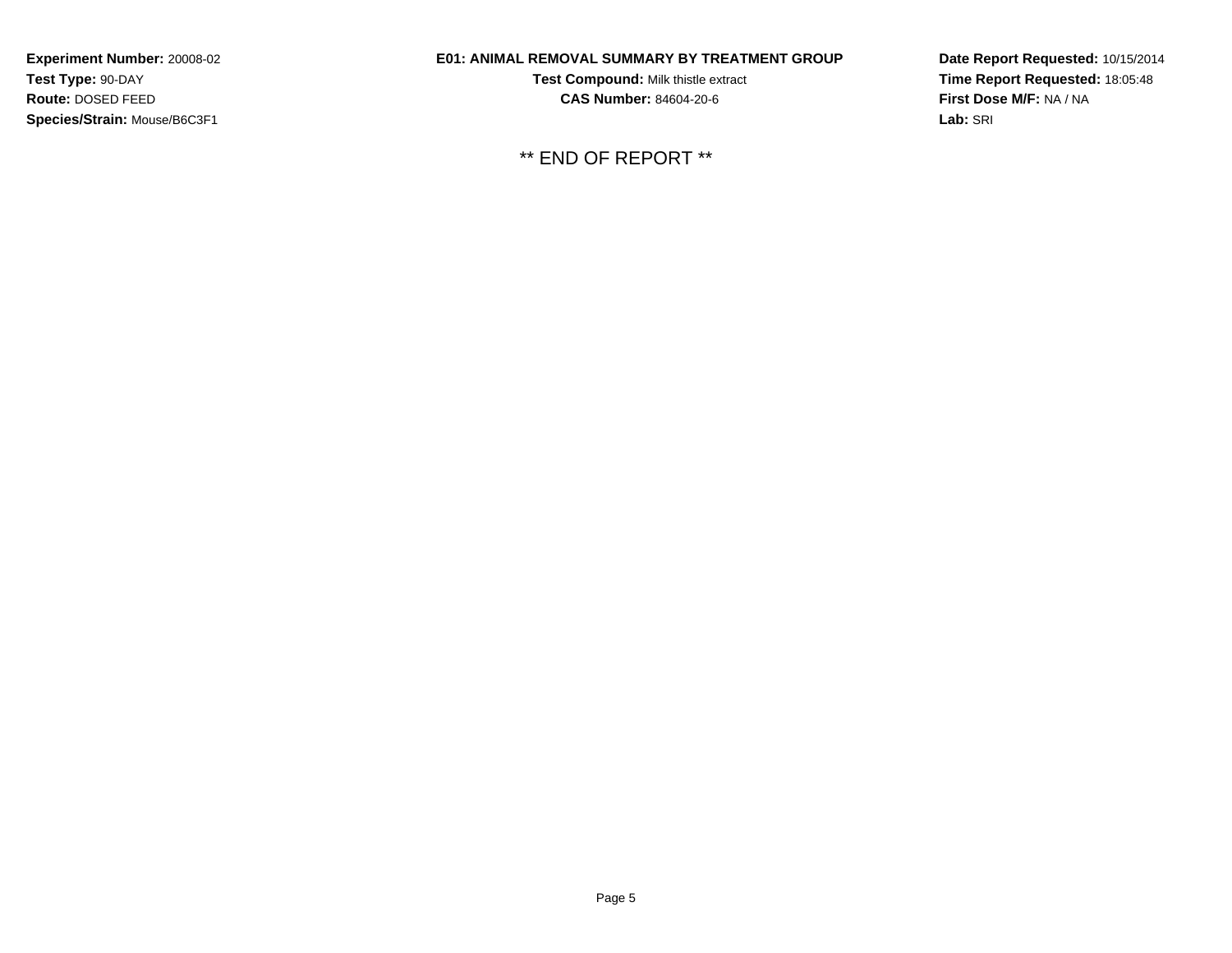**Experiment Number:** 20008-02
**Test Type:** 90-DAY
**Route:** DOSED FEED
**Species/Strain:** Mouse/B6C3F1

**E01: ANIMAL REMOVAL SUMMARY BY TREATMENT GROUP**
**Test Compound:** Milk thistle extract
**CAS Number:** 84604-20-6

**Date Report Requested:** 10/15/2014
**Time Report Requested:** 18:05:48
**First Dose M/F:** NA / NA
**Lab:** SRI

** END OF REPORT **